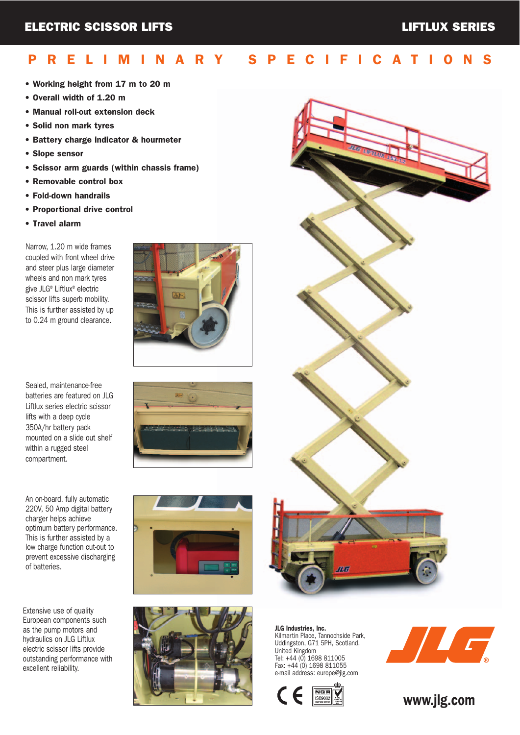# ELECTRIC SCISSOR LIFTS

# LIFTLUX SERIES

## PRELIMINARY SPECIFICATIONS

- **Working height from 17 m to 20 m**
- **Overall width of 1.20 m**
- **Manual roll-out extension deck**
- **Solid non mark tyres**
- **Battery charge indicator & hourmeter**
- **Slope sensor**
- **Scissor arm guards (within chassis frame)**
- **Removable control box**
- **Fold-down handrails**
- **Proportional drive control**
- **Travel alarm**

Narrow, 1.20 m wide frames coupled with front wheel drive and steer plus large diameter wheels and non mark tyres give JLG® Liftlux® electric scissor lifts superb mobility. This is further assisted by up to 0.24 m ground clearance.

Sealed, maintenance-free batteries are featured on JLG Liftlux series electric scissor lifts with a deep cycle 350A/hr battery pack mounted on a slide out shelf within a rugged steel compartment.

An on-board, fully automatic 220V, 50 Amp digital battery charger helps achieve optimum battery performance. This is further assisted by a low charge function cut-out to prevent excessive discharging of batteries.

Extensive use of quality European components such as the pump motors and hydraulics on JLG Liftlux electric scissor lifts provide outstanding performance with excellent reliability.

**JLG Industries, Inc.**
Kilmartin Place, Tannochside Park,
Uddingston, G71 5PH, Scotland,
United Kingdom
Tel: +44 (0) 1698 811005
Fax: +44 (0) 1698 811005
e-mail address: europe@jlg.com

www.jlg.com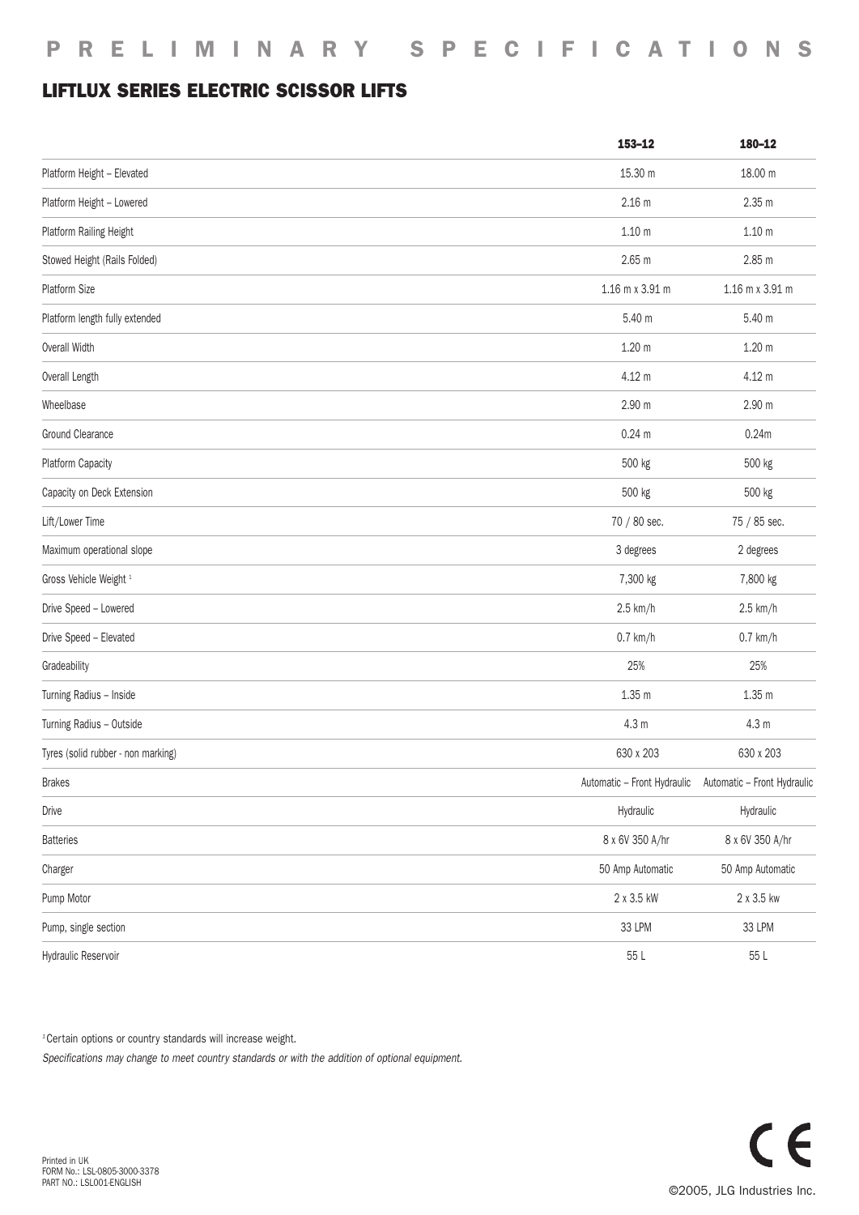# PRELIMINARY SPECIFICATIONS

## LIFTLUX SERIES ELECTRIC SCISSOR LIFTS

| | 153–12 | 180–12 |
|---|---|---|
| Platform Height – Elevated | 15.30 m | 18.00 m |
| Platform Height – Lowered | 2.16 m | 2.35 m |
| Platform Railing Height | 1.10 m | 1.10 m |
| Stowed Height (Rails Folded) | 2.65 m | 2.85 m |
| Platform Size | 1.16 m x 3.91 m | 1.16 m x 3.91 m |
| Platform length fully extended | 5.40 m | 5.40 m |
| Overall Width | 1.20 m | 1.20 m |
| Overall Length | 4.12 m | 4.12 m |
| Wheelbase | 2.90 m | 2.90 m |
| Ground Clearance | 0.24 m | 0.24m |
| Platform Capacity | 500 kg | 500 kg |
| Capacity on Deck Extension | 500 kg | 500 kg |
| Lift/Lower Time | 70 / 80 sec. | 75 / 85 sec. |
| Maximum operational slope | 3 degrees | 2 degrees |
| Gross Vehicle Weight [1] | 7,300 kg | 7,800 kg |
| Drive Speed – Lowered | 2.5 km/h | 2.5 km/h |
| Drive Speed – Elevated | 0.7 km/h | 0.7 km/h |
| Gradeability | 25% | 25% |
| Turning Radius – Inside | 1.35 m | 1.35 m |
| Turning Radius – Outside | 4.3 m | 4.3 m |
| Tyres (solid rubber - non marking) | 630 x 203 | 630 x 203 |
| Brakes | Automatic – Front Hydraulic | Automatic – Front Hydraulic |
| Drive | Hydraulic | Hydraulic |
| Batteries | 8 x 6V 350 A/hr | 8 x 6V 350 A/hr |
| Charger | 50 Amp Automatic | 50 Amp Automatic |
| Pump Motor | 2 x 3.5 kW | 2 x 3.5 kw |
| Pump, single section | 33 LPM | 33 LPM |
| Hydraulic Reservoir | 55 L | 55 L |

[1] Certain options or country standards will increase weight.

*Specifications may change to meet country standards or with the addition of optional equipment.*

Printed in UK
FORM No.: LSL-0805-3000-3378
PART NO.: LSL001-ENGLISH

CE

©2005, JLG Industries Inc.